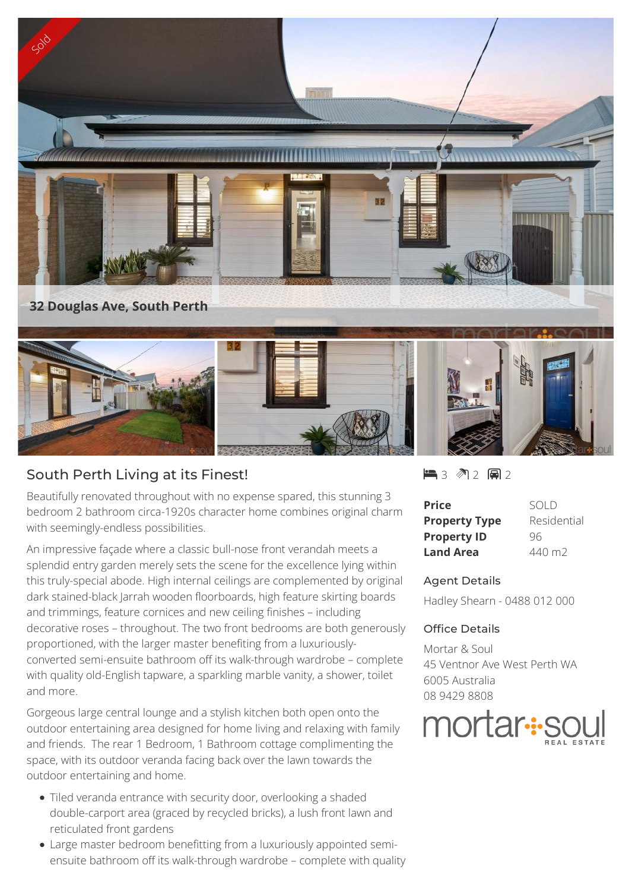Sold

32 Douglas Ave, South Perth

## South Perth Living at its Finest!

3 2 2

| | |
|---|---|
| **Price** | SOLD |
| **Property Type** | Residential |
| **Property ID** | 96 |
| **Land Area** | 440 m2 |

### Agent Details

Hadley Shearn - 0488 012 000

### Office Details

Mortar & Soul
45 Ventnor Ave West Perth WA 6005 Australia
08 9429 8808

mortar soul REAL ESTATE

Beautifully renovated throughout with no expense spared, this stunning 3 bedroom 2 bathroom circa-1920s character home combines original charm with seemingly-endless possibilities.

An impressive façade where a classic bull-nose front verandah meets a splendid entry garden merely sets the scene for the excellence lying within this truly-special abode. High internal ceilings are complemented by original dark stained-black Jarrah wooden floorboards, high feature skirting boards and trimmings, feature cornices and new ceiling finishes – including decorative roses – throughout. The two front bedrooms are both generously proportioned, with the larger master benefiting from a luxuriously-converted semi-ensuite bathroom off its walk-through wardrobe – complete with quality old-English tapware, a sparkling marble vanity, a shower, toilet and more.

Gorgeous large central lounge and a stylish kitchen both open onto the outdoor entertaining area designed for home living and relaxing with family and friends. The rear 1 Bedroom, 1 Bathroom cottage complimenting the space, with its outdoor veranda facing back over the lawn towards the outdoor entertaining and home.

- Tiled veranda entrance with security door, overlooking a shaded double-carport area (graced by recycled bricks), a lush front lawn and reticulated front gardens
- Large master bedroom benefitting from a luxuriously appointed semi-ensuite bathroom off its walk-through wardrobe – complete with quality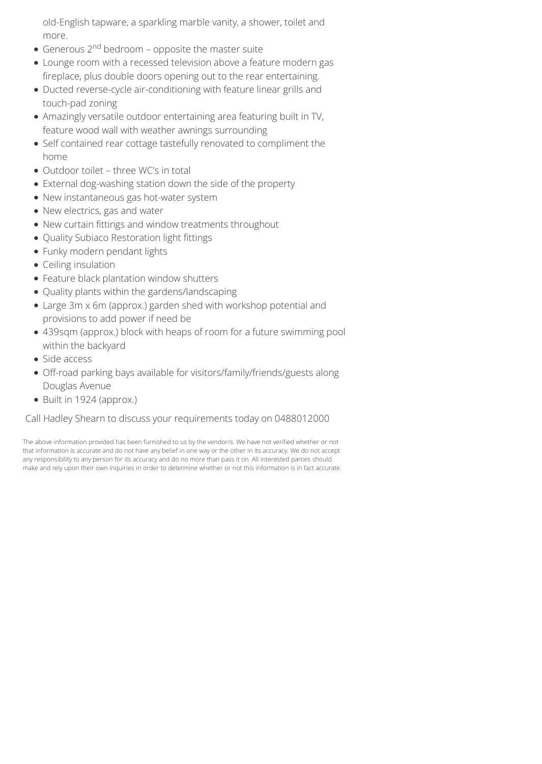old-English tapware, a sparkling marble vanity, a shower, toilet and more.

- Generous 2$^{nd}$ bedroom – opposite the master suite
- Lounge room with a recessed television above a feature modern gas fireplace, plus double doors opening out to the rear entertaining.
- Ducted reverse-cycle air-conditioning with feature linear grills and touch-pad zoning
- Amazingly versatile outdoor entertaining area featuring built in TV, feature wood wall with weather awnings surrounding
- Self contained rear cottage tastefully renovated to compliment the home
- Outdoor toilet – three WC's in total
- External dog-washing station down the side of the property
- New instantaneous gas hot-water system
- New electrics, gas and water
- New curtain fittings and window treatments throughout
- Quality Subiaco Restoration light fittings
- Funky modern pendant lights
- Ceiling insulation
- Feature black plantation window shutters
- Quality plants within the gardens/landscaping
- Large 3m x 6m (approx.) garden shed with workshop potential and provisions to add power if need be
- 439sqm (approx.) block with heaps of room for a future swimming pool within the backyard
- Side access
- Off-road parking bays available for visitors/family/friends/guests along Douglas Avenue
- Built in 1924 (approx.)

Call Hadley Shearn to discuss your requirements today on 0488012000

The above information provided has been furnished to us by the vendor/s. We have not verified whether or not that information is accurate and do not have any belief in one way or the other in its accuracy. We do not accept any responsibility to any person for its accuracy and do no more than pass it on. All interested parties should make and rely upon their own inquiries in order to determine whether or not this information is in fact accurate.